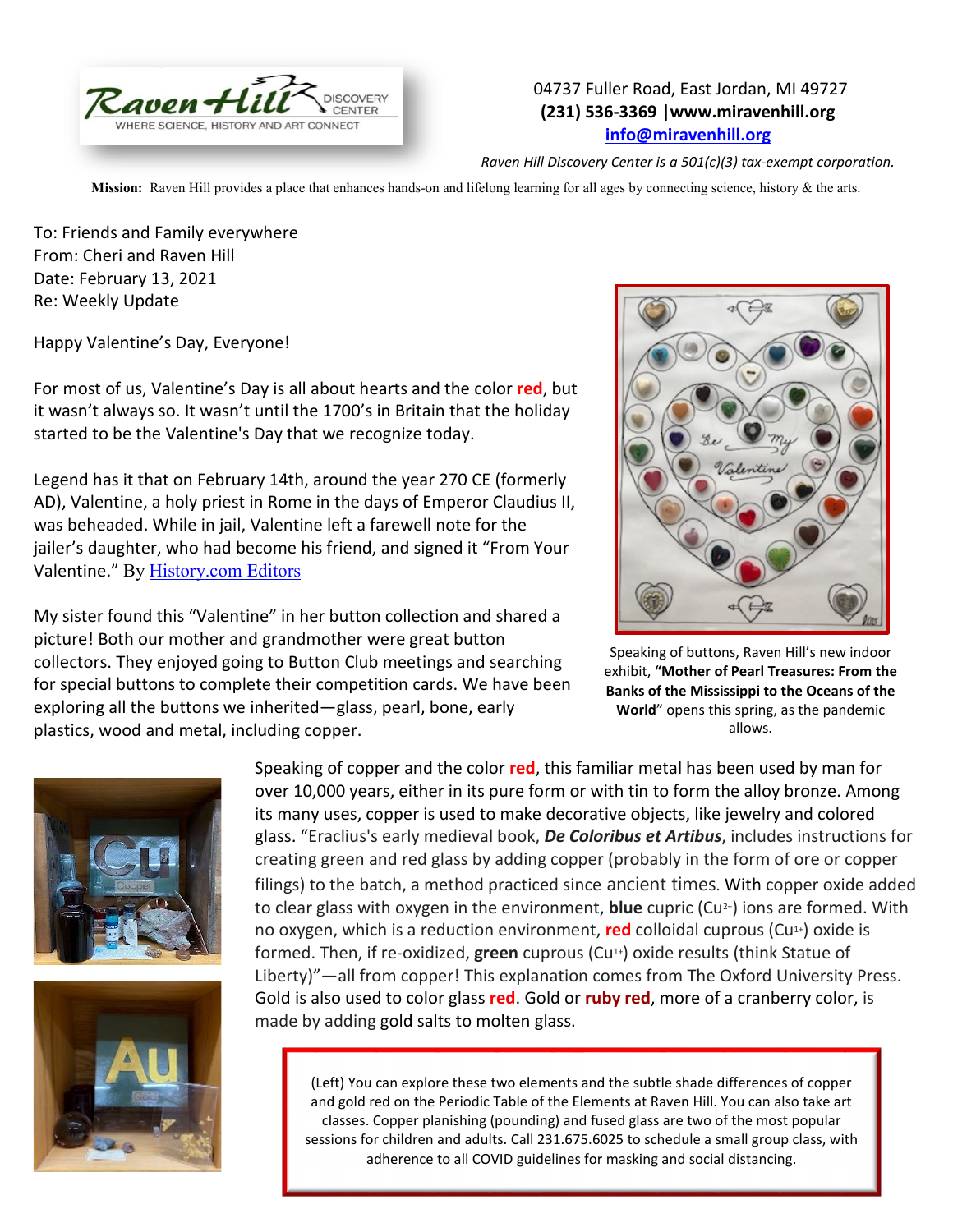Raven Hill Discovery Center — Where Science, History and Art Connect

04737 Fuller Road, East Jordan, MI 49727
**(231) 536-3369 |www.miravenhill.org**
info@miravenhill.org

*Raven Hill Discovery Center is a 501(c)(3) tax-exempt corporation.*

**Mission:** Raven Hill provides a place that enhances hands-on and lifelong learning for all ages by connecting science, history & the arts.

To: Friends and Family everywhere
From: Cheri and Raven Hill
Date: February 13, 2021
Re: Weekly Update

Happy Valentine's Day, Everyone!

For most of us, Valentine's Day is all about hearts and the color **red**, but it wasn't always so. It wasn't until the 1700's in Britain that the holiday started to be the Valentine's Day that we recognize today.

Legend has it that on February 14th, around the year 270 CE (formerly AD), Valentine, a holy priest in Rome in the days of Emperor Claudius II, was beheaded. While in jail, Valentine left a farewell note for the jailer's daughter, who had become his friend, and signed it "From Your Valentine." By History.com Editors

My sister found this "Valentine" in her button collection and shared a picture! Both our mother and grandmother were great button collectors. They enjoyed going to Button Club meetings and searching for special buttons to complete their competition cards. We have been exploring all the buttons we inherited—glass, pearl, bone, early plastics, wood and metal, including copper.

Speaking of buttons, Raven Hill's new indoor exhibit, **"Mother of Pearl Treasures: From the Banks of the Mississippi to the Oceans of the World"** opens this spring, as the pandemic allows.

Speaking of copper and the color **red**, this familiar metal has been used by man for over 10,000 years, either in its pure form or with tin to form the alloy bronze. Among its many uses, copper is used to make decorative objects, like jewelry and colored glass. "Eraclius's early medieval book, ***De Coloribus et Artibus***, includes instructions for creating green and red glass by adding copper (probably in the form of ore or copper filings) to the batch, a method practiced since ancient times. With copper oxide added to clear glass with oxygen in the environment, **blue** cupric ($Cu^{2+}$) ions are formed. With no oxygen, which is a reduction environment, **red** colloidal cuprous ($Cu^{1+}$) oxide is formed. Then, if re-oxidized, **green** cuprous ($Cu^{1+}$) oxide results (think Statue of Liberty)"—all from copper! This explanation comes from The Oxford University Press. Gold is also used to color glass **red**. Gold or **ruby red**, more of a cranberry color, is made by adding gold salts to molten glass.

(Left) You can explore these two elements and the subtle shade differences of copper and gold red on the Periodic Table of the Elements at Raven Hill. You can also take art classes. Copper planishing (pounding) and fused glass are two of the most popular sessions for children and adults. Call 231.675.6025 to schedule a small group class, with adherence to all COVID guidelines for masking and social distancing.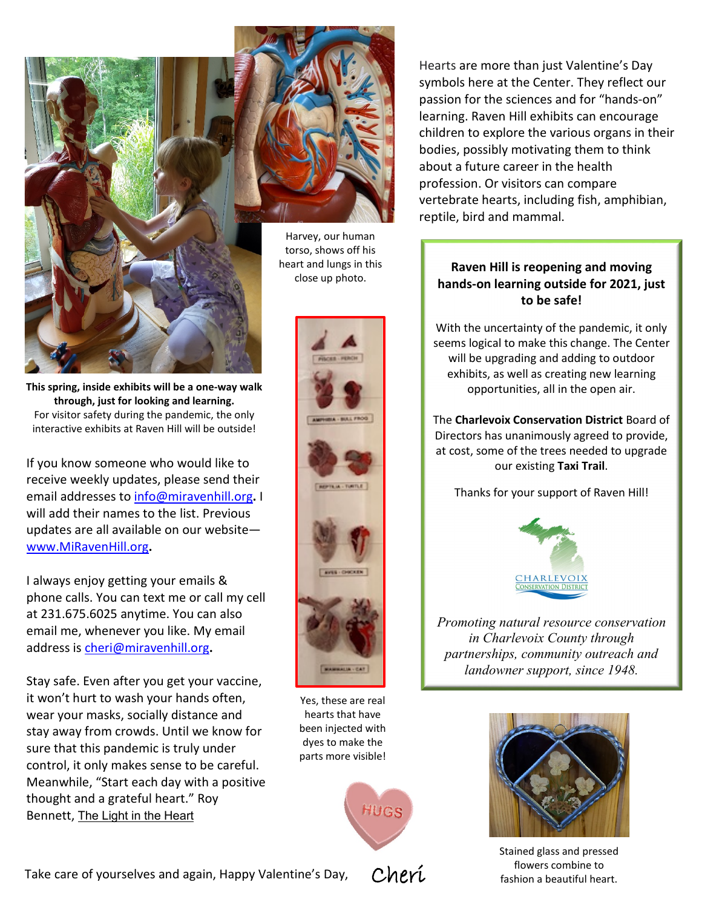**This spring, inside exhibits will be a one-way walk through, just for looking and learning.**
For visitor safety during the pandemic, the only interactive exhibits at Raven Hill will be outside!

Harvey, our human torso, shows off his heart and lungs in this close up photo.

Hearts are more than just Valentine's Day symbols here at the Center. They reflect our passion for the sciences and for "hands-on" learning. Raven Hill exhibits can encourage children to explore the various organs in their bodies, possibly motivating them to think about a future career in the health profession. Or visitors can compare vertebrate hearts, including fish, amphibian, reptile, bird and mammal.

If you know someone who would like to receive weekly updates, please send their email addresses to info@miravenhill.org**.** I will add their names to the list. Previous updates are all available on our website—www.MiRavenHill.org**.**

I always enjoy getting your emails & phone calls. You can text me or call my cell at 231.675.6025 anytime. You can also email me, whenever you like. My email address is cheri@miravenhill.org**.**

Stay safe. Even after you get your vaccine, it won't hurt to wash your hands often, wear your masks, socially distance and stay away from crowds. Until we know for sure that this pandemic is truly under control, it only makes sense to be careful. Meanwhile, "Start each day with a positive thought and a grateful heart." Roy Bennett, The Light in the Heart

PISCES - PERCH

AMPHIBIA - BULL FROG

REPTILIA - TURTLE

AVES - CHICKEN

MAMMALIA - CAT

Yes, these are real hearts that have been injected with dyes to make the parts more visible!

**Raven Hill is reopening and moving hands-on learning outside for 2021, just to be safe!**

With the uncertainty of the pandemic, it only seems logical to make this change. The Center will be upgrading and adding to outdoor exhibits, as well as creating new learning opportunities, all in the open air.

The **Charlevoix Conservation District** Board of Directors has unanimously agreed to provide, at cost, some of the trees needed to upgrade our existing **Taxi Trail**.

Thanks for your support of Raven Hill!

CHARLEVOIX CONSERVATION DISTRICT

*Promoting natural resource conservation in Charlevoix County through partnerships, community outreach and landowner support, since 1948.*

HUGS

Stained glass and pressed flowers combine to fashion a beautiful heart.

Take care of yourselves and again, Happy Valentine's Day, Cheri